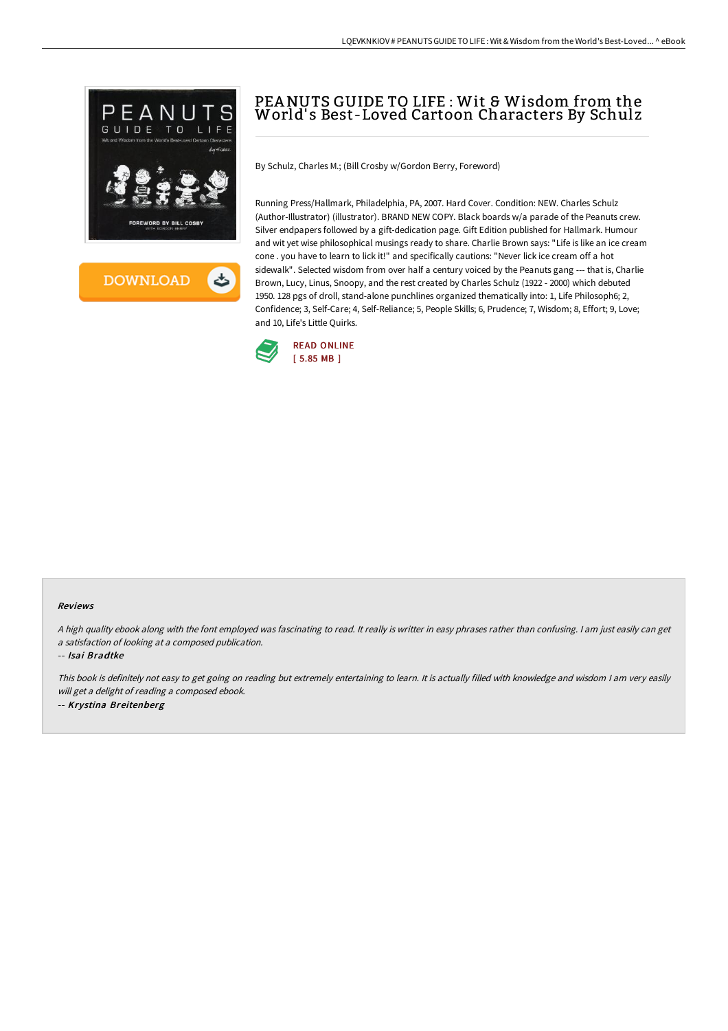# PEANUTS GUIDE TO LIFE : Wit & Wisdom from the World's Best-Loved Cartoon Characters By Schulz

By Schulz, Charles M.; (Bill Crosby w/Gordon Berry, Foreword)

Running Press/Hallmark, Philadelphia, PA, 2007. Hard Cover. Condition: NEW. Charles Schulz (Author-Illustrator) (illustrator). BRAND NEW COPY. Black boards w/a parade of the Peanuts crew. Silver endpapers followed by a gift-dedication page. Gift Edition published for Hallmark. Humour and wit yet wise philosophical musings ready to share. Charlie Brown says: "Life is like an ice cream cone . you have to learn to lick it!" and specifically cautions: "Never lick ice cream off a hot sidewalk". Selected wisdom from over half a century voiced by the Peanuts gang --- that is, Charlie Brown, Lucy, Linus, Snoopy, and the rest created by Charles Schulz (1922 - 2000) which debuted 1950. 128 pgs of droll, stand-alone punchlines organized thematically into: 1, Life Philosoph6; 2, Confidence; 3, Self-Care; 4, Self-Reliance; 5, People Skills; 6, Prudence; 7, Wisdom; 8, Effort; 9, Love; and 10, Life's Little Quirks.

READ ONLINE
[ 5.85 MB ]

## Reviews

*A high quality ebook along with the font employed was fascinating to read. It really is writter in easy phrases rather than confusing. I am just easily can get a satisfaction of looking at a composed publication.*

-- *Isai Bradtke*

*This book is definitely not easy to get going on reading but extremely entertaining to learn. It is actually filled with knowledge and wisdom I am very easily will get a delight of reading a composed ebook.*

-- *Krystina Breitenberg*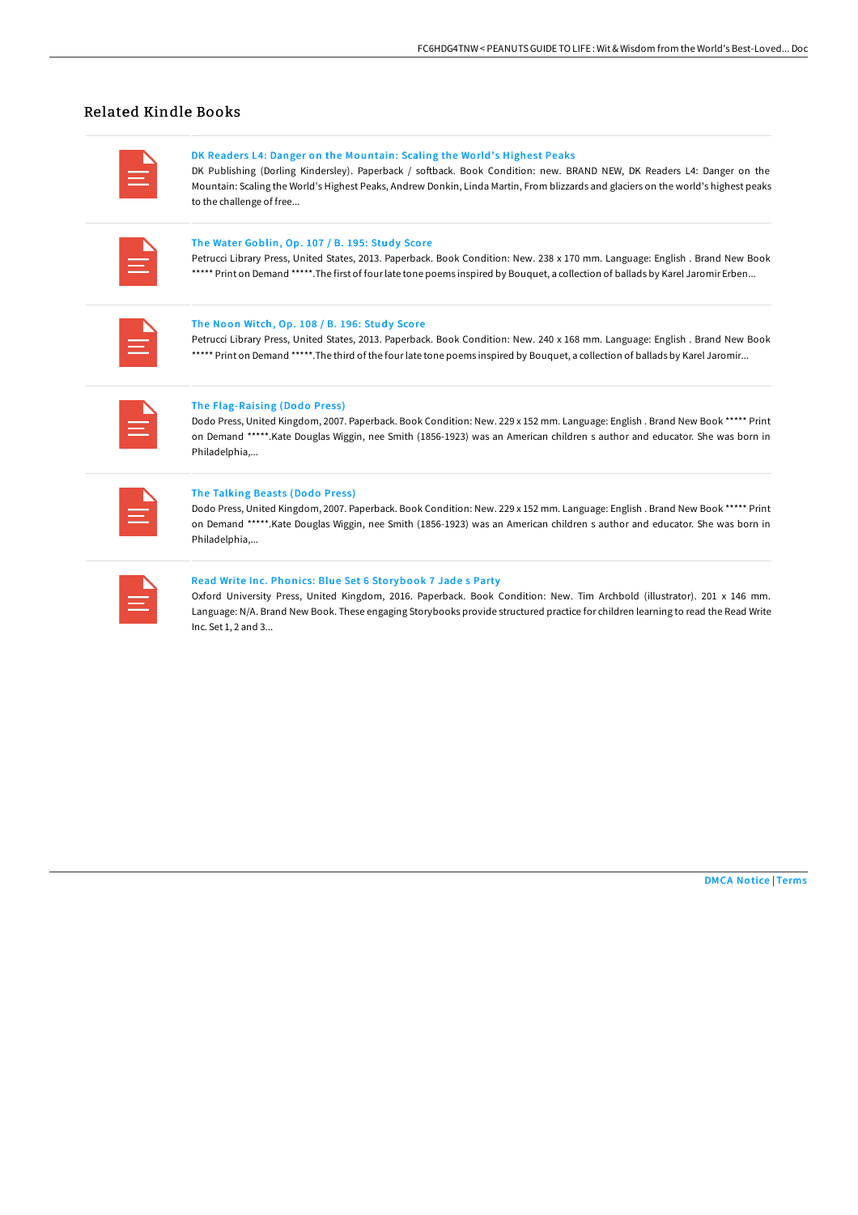## Related Kindle Books

### DK Readers L4: Danger on the Mountain: Scaling the World's Highest Peaks

DK Publishing (Dorling Kindersley). Paperback / softback. Book Condition: new. BRAND NEW, DK Readers L4: Danger on the Mountain: Scaling the World's Highest Peaks, Andrew Donkin, Linda Martin, From blizzards and glaciers on the world's highest peaks to the challenge of free...

### The Water Goblin, Op. 107 / B. 195: Study Score

Petrucci Library Press, United States, 2013. Paperback. Book Condition: New. 238 x 170 mm. Language: English . Brand New Book ***** Print on Demand *****.The first of four late tone poems inspired by Bouquet, a collection of ballads by Karel Jaromir Erben...

### The Noon Witch, Op. 108 / B. 196: Study Score

Petrucci Library Press, United States, 2013. Paperback. Book Condition: New. 240 x 168 mm. Language: English . Brand New Book ***** Print on Demand *****.The third of the four late tone poems inspired by Bouquet, a collection of ballads by Karel Jaromir...

### The Flag-Raising (Dodo Press)

Dodo Press, United Kingdom, 2007. Paperback. Book Condition: New. 229 x 152 mm. Language: English . Brand New Book ***** Print on Demand *****.Kate Douglas Wiggin, nee Smith (1856-1923) was an American children s author and educator. She was born in Philadelphia,...

### The Talking Beasts (Dodo Press)

Dodo Press, United Kingdom, 2007. Paperback. Book Condition: New. 229 x 152 mm. Language: English . Brand New Book ***** Print on Demand *****.Kate Douglas Wiggin, nee Smith (1856-1923) was an American children s author and educator. She was born in Philadelphia,...

### Read Write Inc. Phonics: Blue Set 6 Storybook 7 Jade s Party

Oxford University Press, United Kingdom, 2016. Paperback. Book Condition: New. Tim Archbold (illustrator). 201 x 146 mm. Language: N/A. Brand New Book. These engaging Storybooks provide structured practice for children learning to read the Read Write Inc. Set 1, 2 and 3...

DMCA Notice | Terms